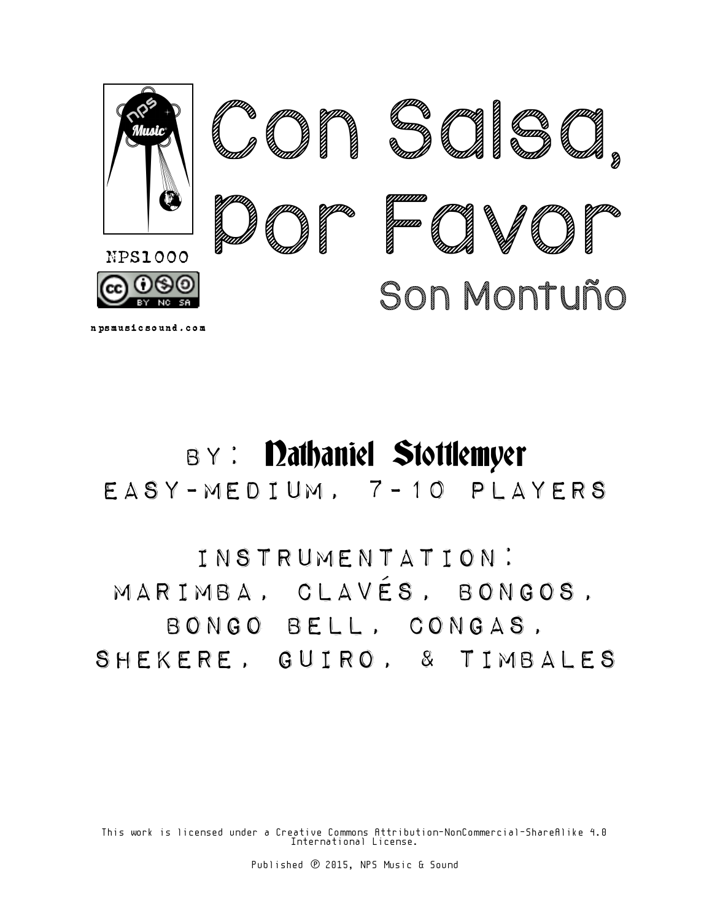NPS1000

npsmusicsound.com

# Con Salsa, por Favor

## Son Montuño

BY: Nathaniel Stottlemyer

EASY-MEDIUM, 7-10 PLAYERS

INSTRUMENTATION:
MARIMBA, CLAVÉS, BONGOS, BONGO BELL, CONGAS, SHEKERE, GUIRO, & TIMBALES

This work is licensed under a Creative Commons Attribution-NonCommercial-ShareAlike 4.0 International License.

Published ℗ 2015, NPS Music & Sound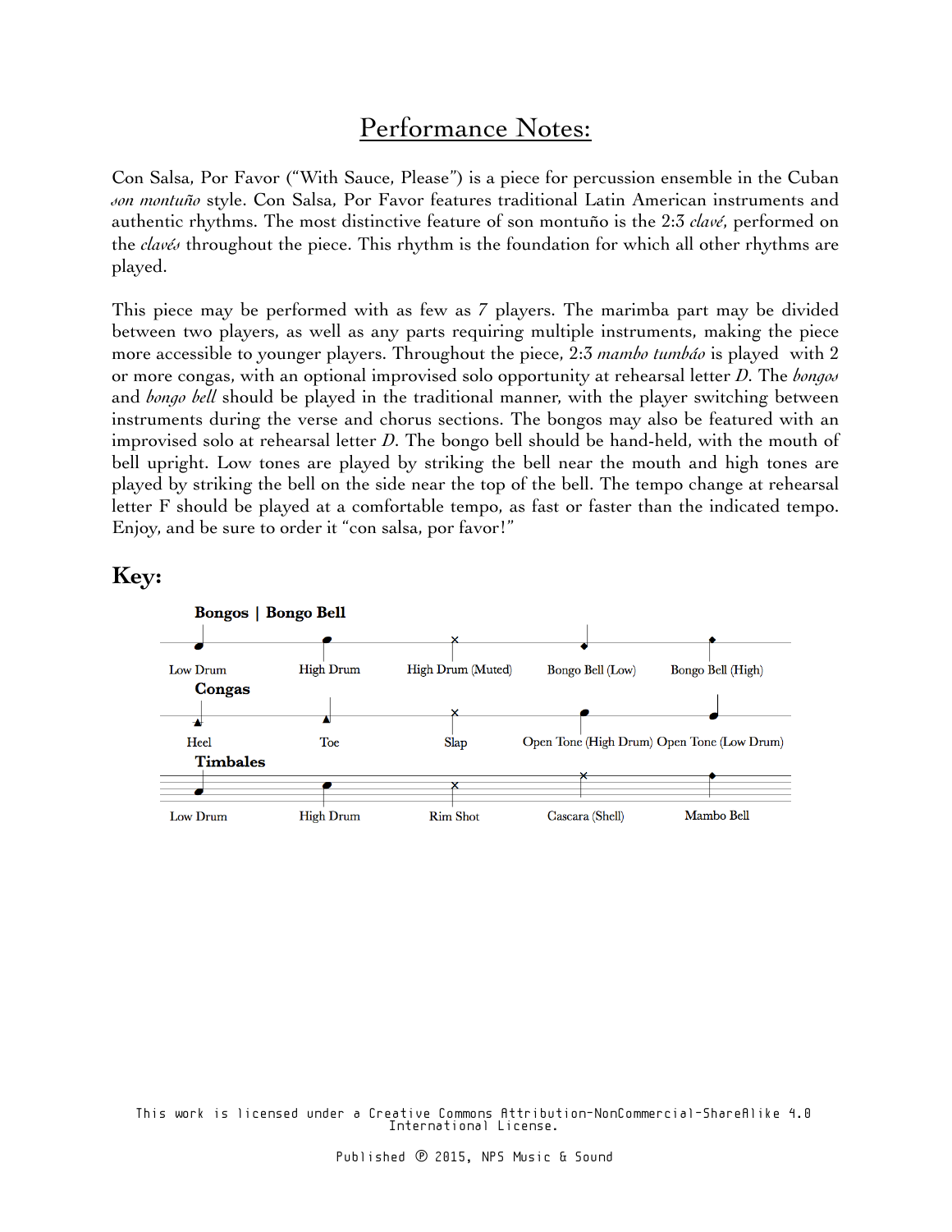# Performance Notes:

Con Salsa, Por Favor ("With Sauce, Please") is a piece for percussion ensemble in the Cuban *son montuño* style. Con Salsa, Por Favor features traditional Latin American instruments and authentic rhythms. The most distinctive feature of son montuño is the 2:3 *clavé*, performed on the *clavés* throughout the piece. This rhythm is the foundation for which all other rhythms are played.

This piece may be performed with as few as 7 players. The marimba part may be divided between two players, as well as any parts requiring multiple instruments, making the piece more accessible to younger players. Throughout the piece, 2:3 *mambo tumbáo* is played with 2 or more congas, with an optional improvised solo opportunity at rehearsal letter *D*. The *bongos* and *bongo bell* should be played in the traditional manner, with the player switching between instruments during the verse and chorus sections. The bongos may also be featured with an improvised solo at rehearsal letter *D*. The bongo bell should be hand-held, with the mouth of bell upright. Low tones are played by striking the bell near the mouth and high tones are played by striking the bell on the side near the top of the bell. The tempo change at rehearsal letter F should be played at a comfortable tempo, as fast or faster than the indicated tempo. Enjoy, and be sure to order it "con salsa, por favor!"

## Key:

**Bongos | Bongo Bell**

Low Drum — High Drum — High Drum (Muted) — Bongo Bell (Low) — Bongo Bell (High)

**Congas**

Heel — Toe — Slap — Open Tone (High Drum) — Open Tone (Low Drum)

**Timbales**

Low Drum — High Drum — Rim Shot — Cascara (Shell) — Mambo Bell

This work is licensed under a Creative Commons Attribution-NonCommercial-ShareAlike 4.0 International License.

Published ℗ 2015, NPS Music & Sound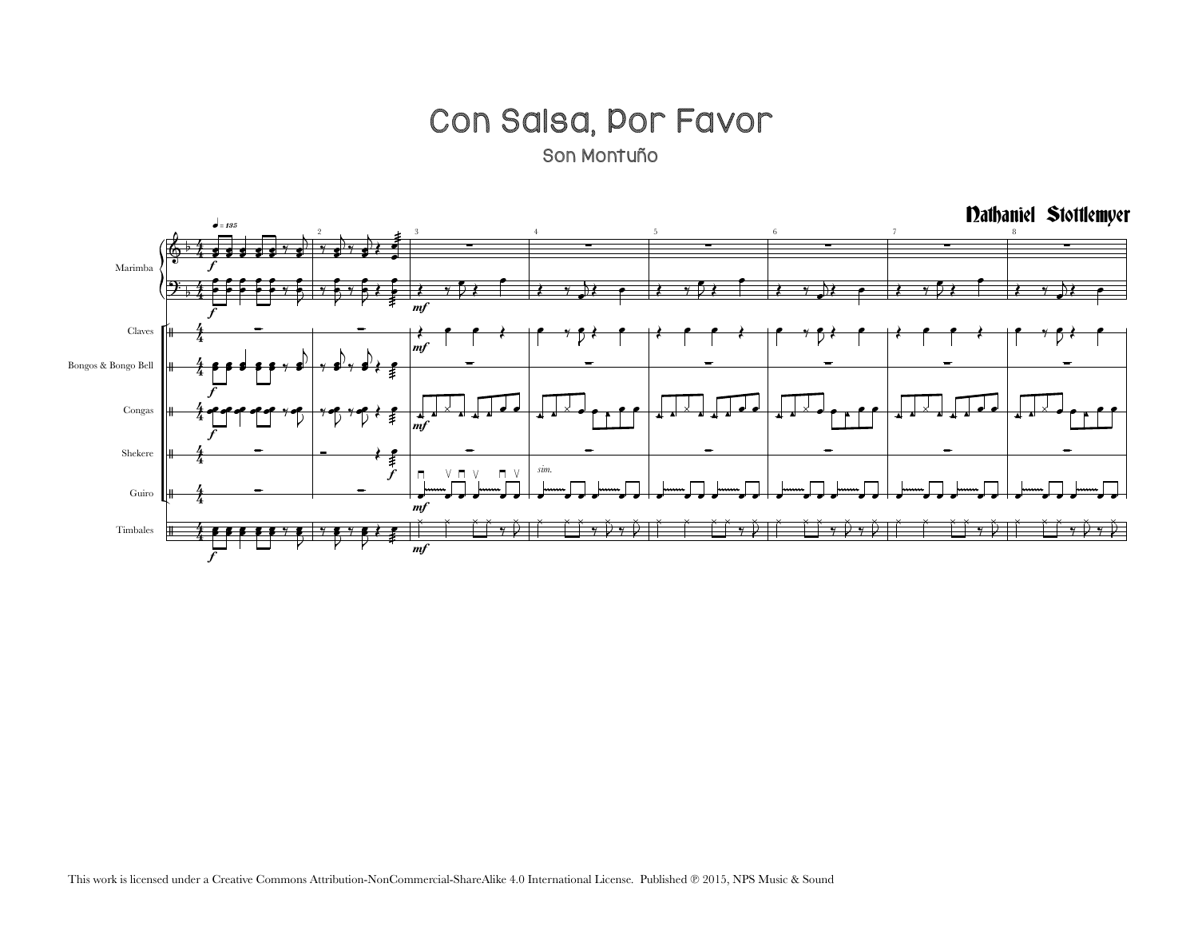# Con Salsa, Por Favor

## Son Montuño

**Nathaniel Stottlemyer**

This work is licensed under a Creative Commons Attribution-NonCommercial-ShareAlike 4.0 International License. Published ℗ 2015, NPS Music & Sound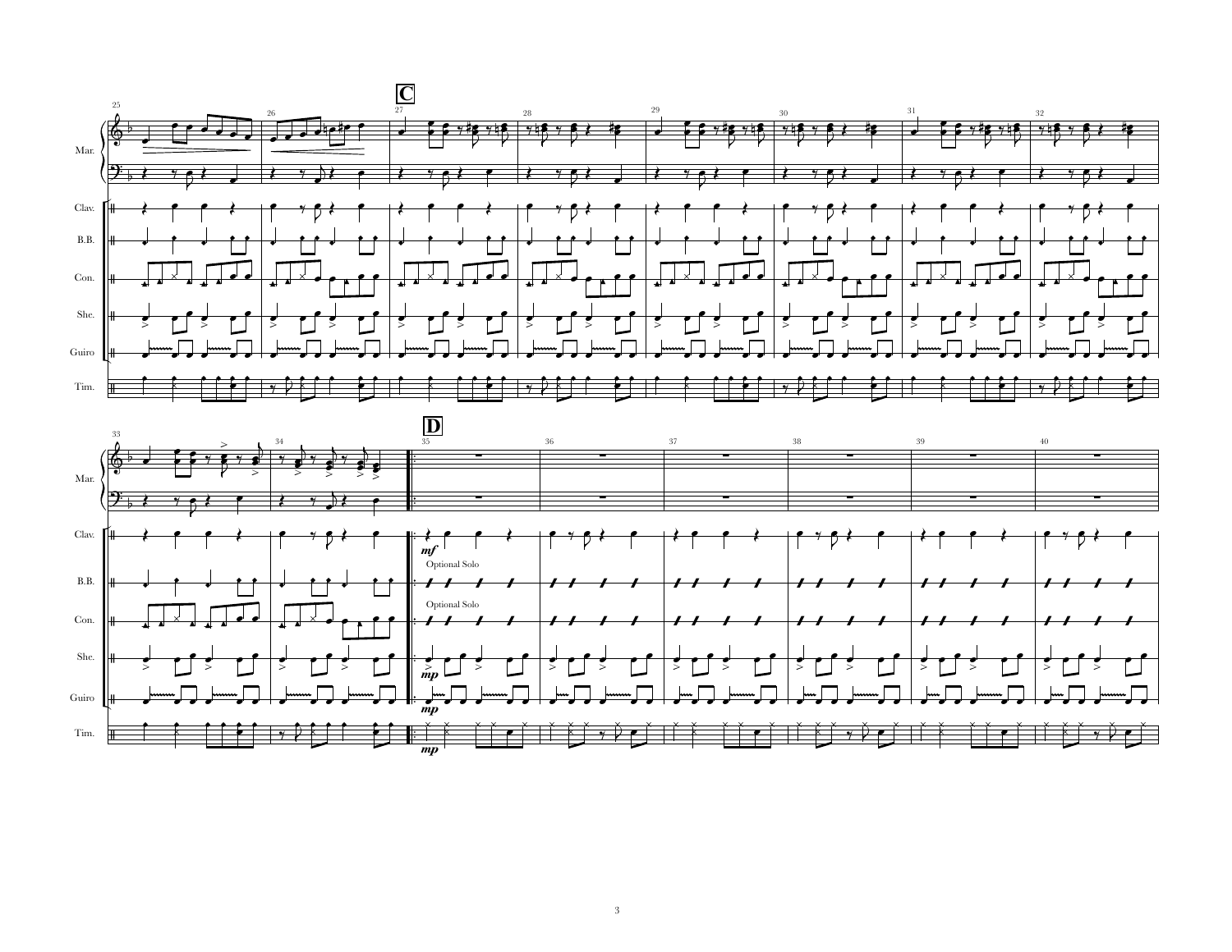**C**

**D**

Mar.

Clav.

B.B.

Con.

She.

Guiro

Tim.

Optional Solo

Optional Solo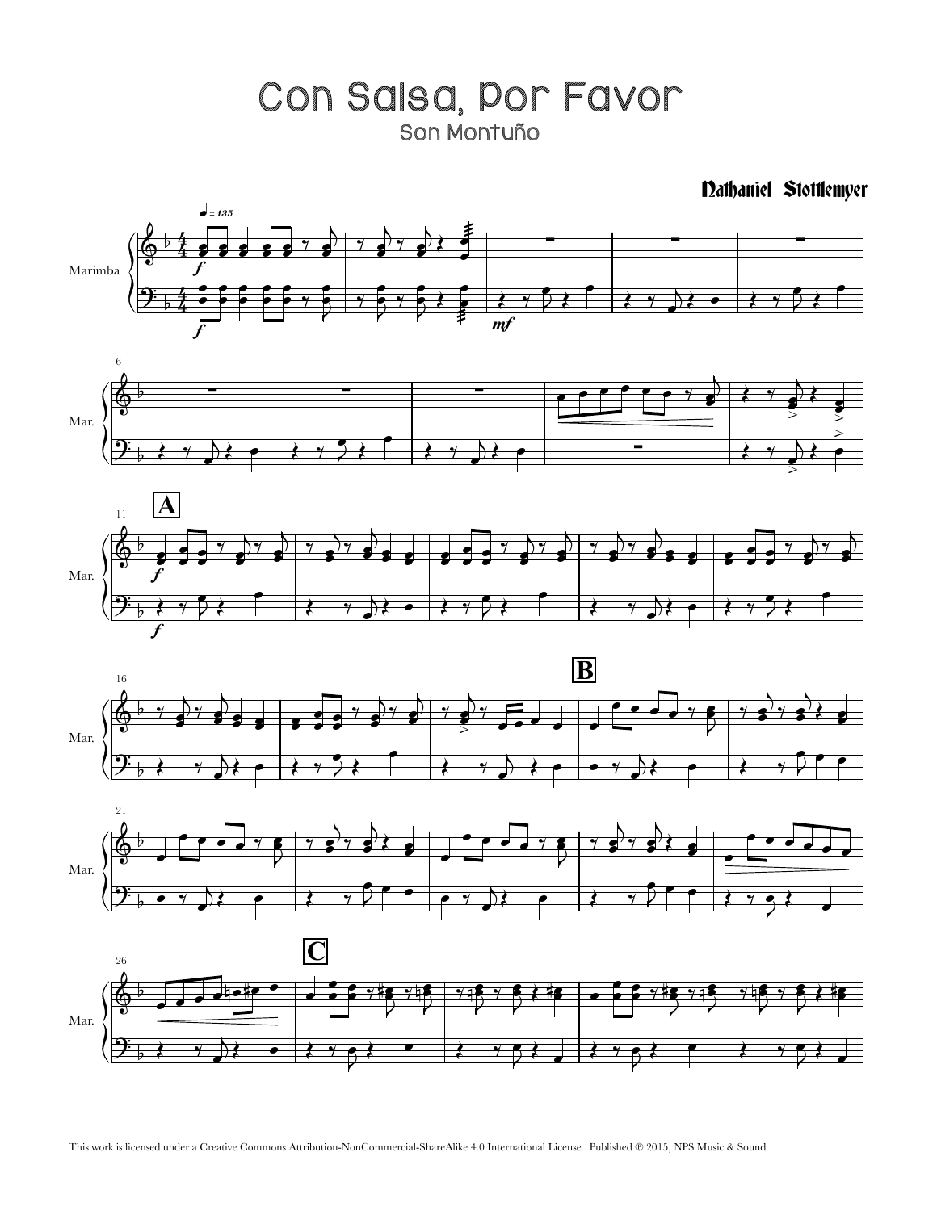# Con Salsa, Por Favor

## Son Montuño

**Nathaniel Stottlemyer**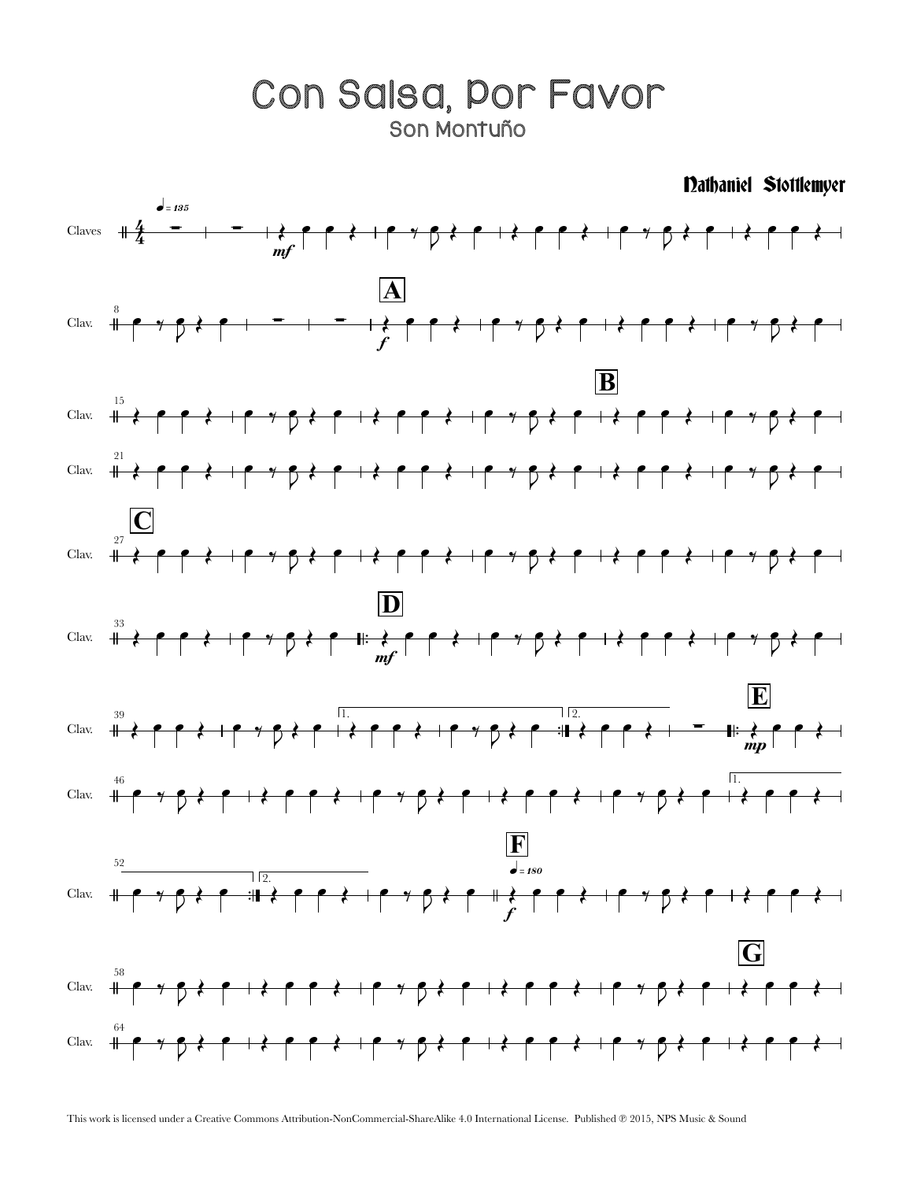# Con Salsa, Por Favor

## Son Montuño

**Nathaniel Stottlemyer**

This work is licensed under a Creative Commons Attribution-NonCommercial-ShareAlike 4.0 International License. Published ℗ 2015, NPS Music & Sound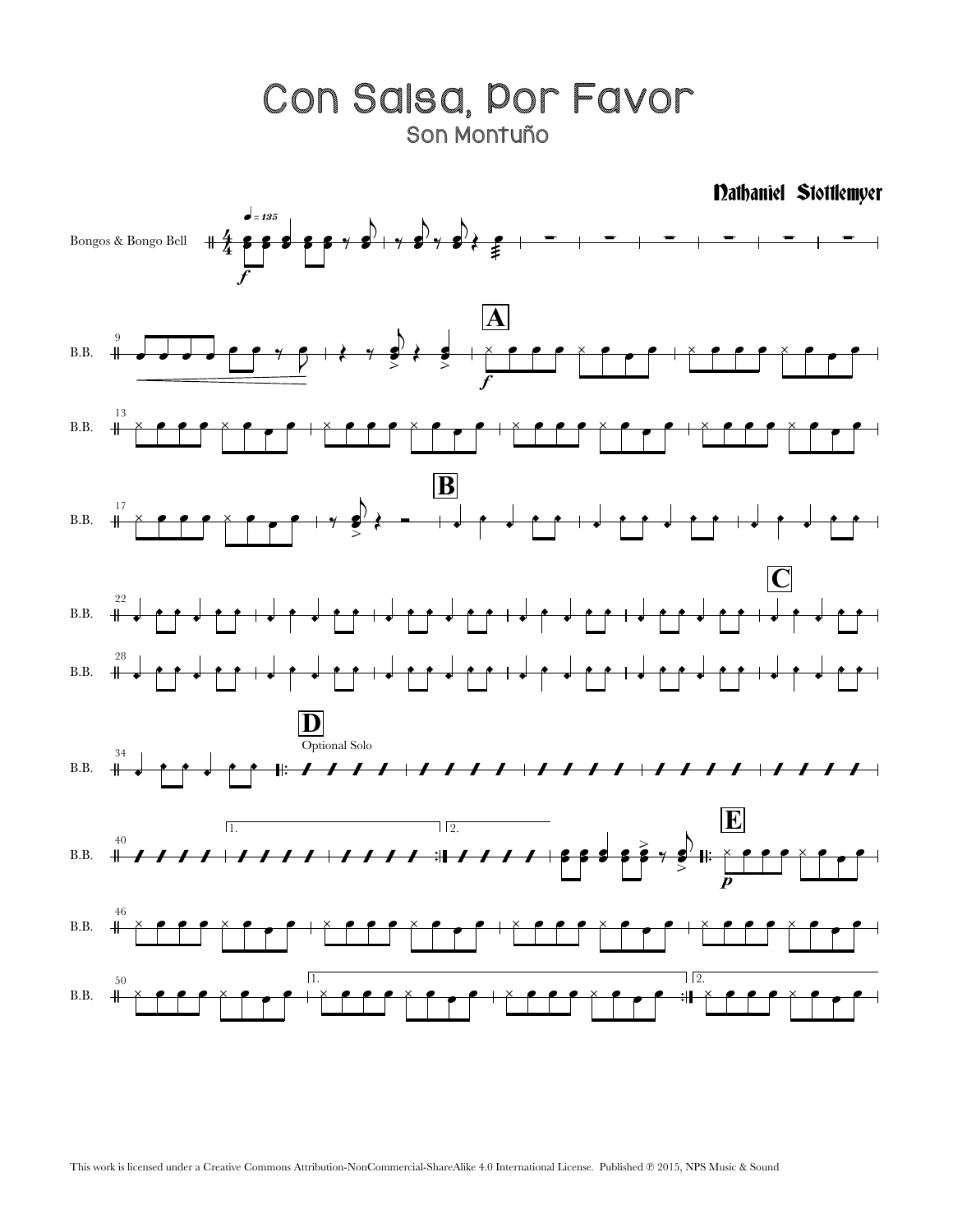# Con Salsa, Por Favor

## Son Montuño

**Nathaniel Stottlemyer**

Bongos & Bongo Bell

This work is licensed under a Creative Commons Attribution-NonCommercial-ShareAlike 4.0 International License. Published ℗ 2015, NPS Music & Sound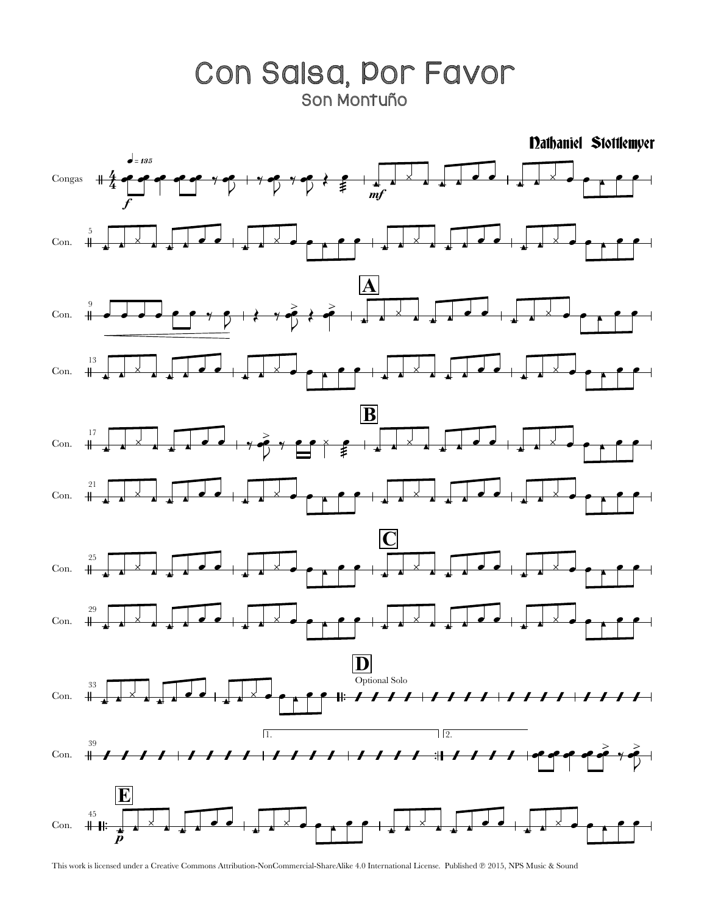# Con Salsa, Por Favor

## Son Montuño

**Nathaniel Stottlemyer**

This work is licensed under a Creative Commons Attribution-NonCommercial-ShareAlike 4.0 International License. Published ℗ 2015, NPS Music & Sound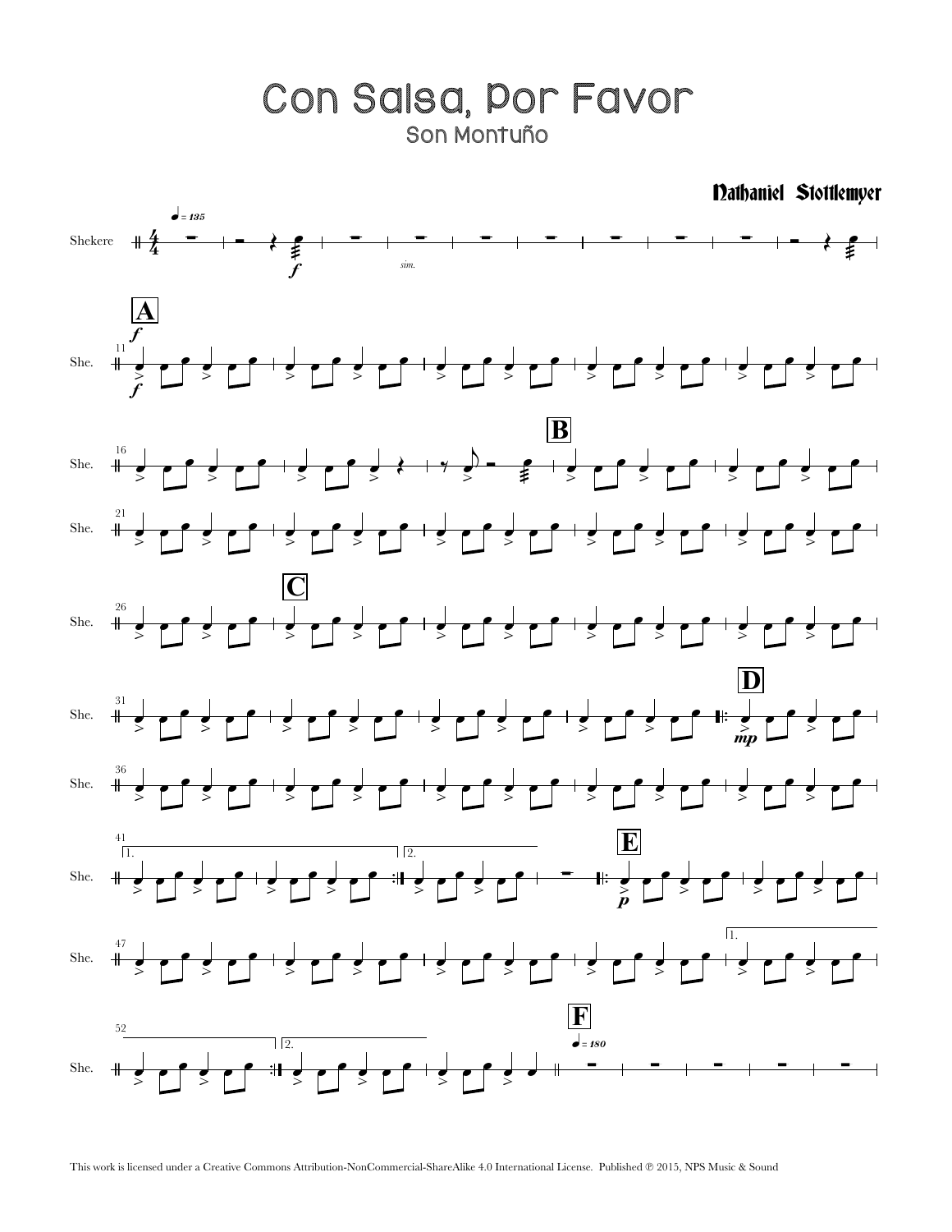# Con Salsa, Por Favor

## Son Montuño

Nathaniel Stottlemyer

This work is licensed under a Creative Commons Attribution-NonCommercial-ShareAlike 4.0 International License. Published ℗ 2015, NPS Music & Sound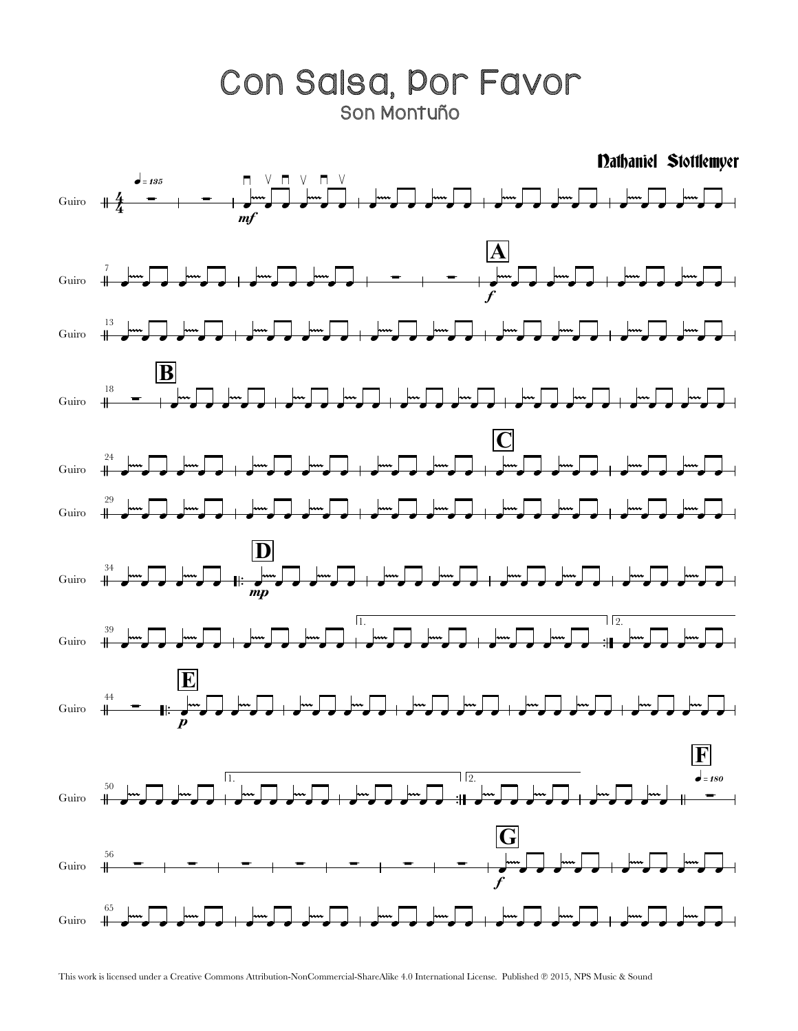# Con Salsa, Por Favor

## Son Montuño

**Nathaniel Stottlemyer**

This work is licensed under a Creative Commons Attribution-NonCommercial-ShareAlike 4.0 International License. Published ℗ 2015, NPS Music & Sound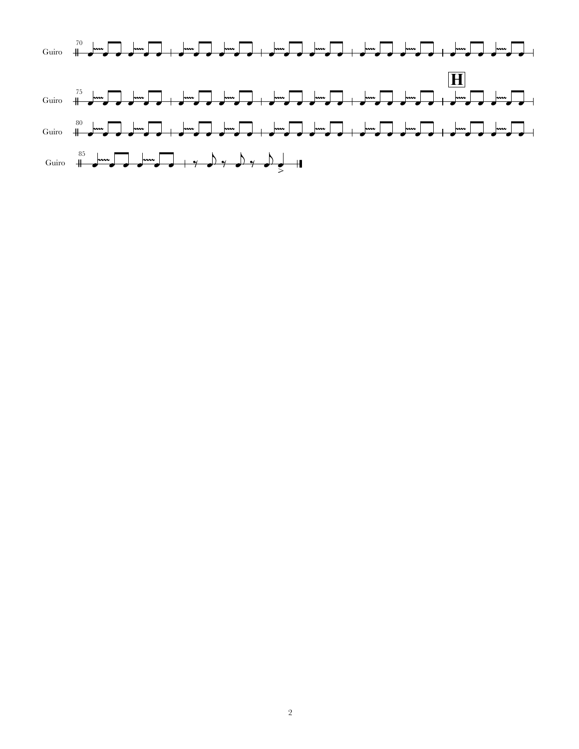Guiro

Guiro

**H**

Guiro

Guiro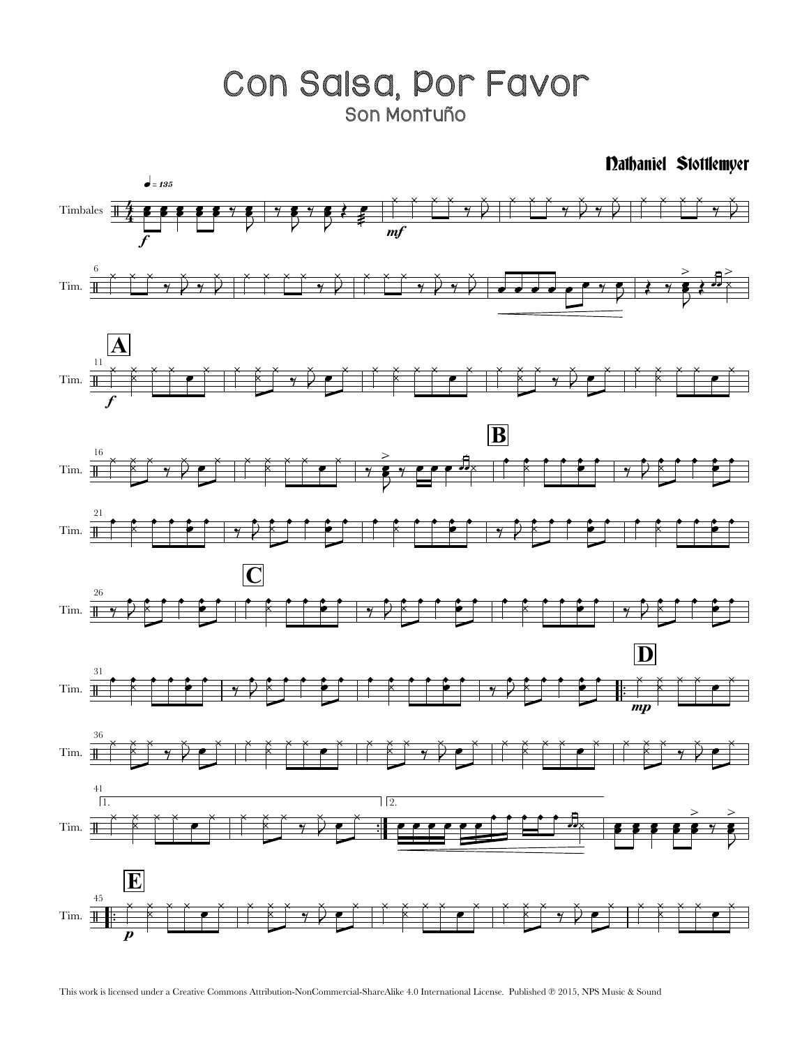# Con Salsa, Por Favor

Son Montuño

Nathaniel Stottlemyer

This work is licensed under a Creative Commons Attribution-NonCommercial-ShareAlike 4.0 International License. Published ℗ 2015, NPS Music & Sound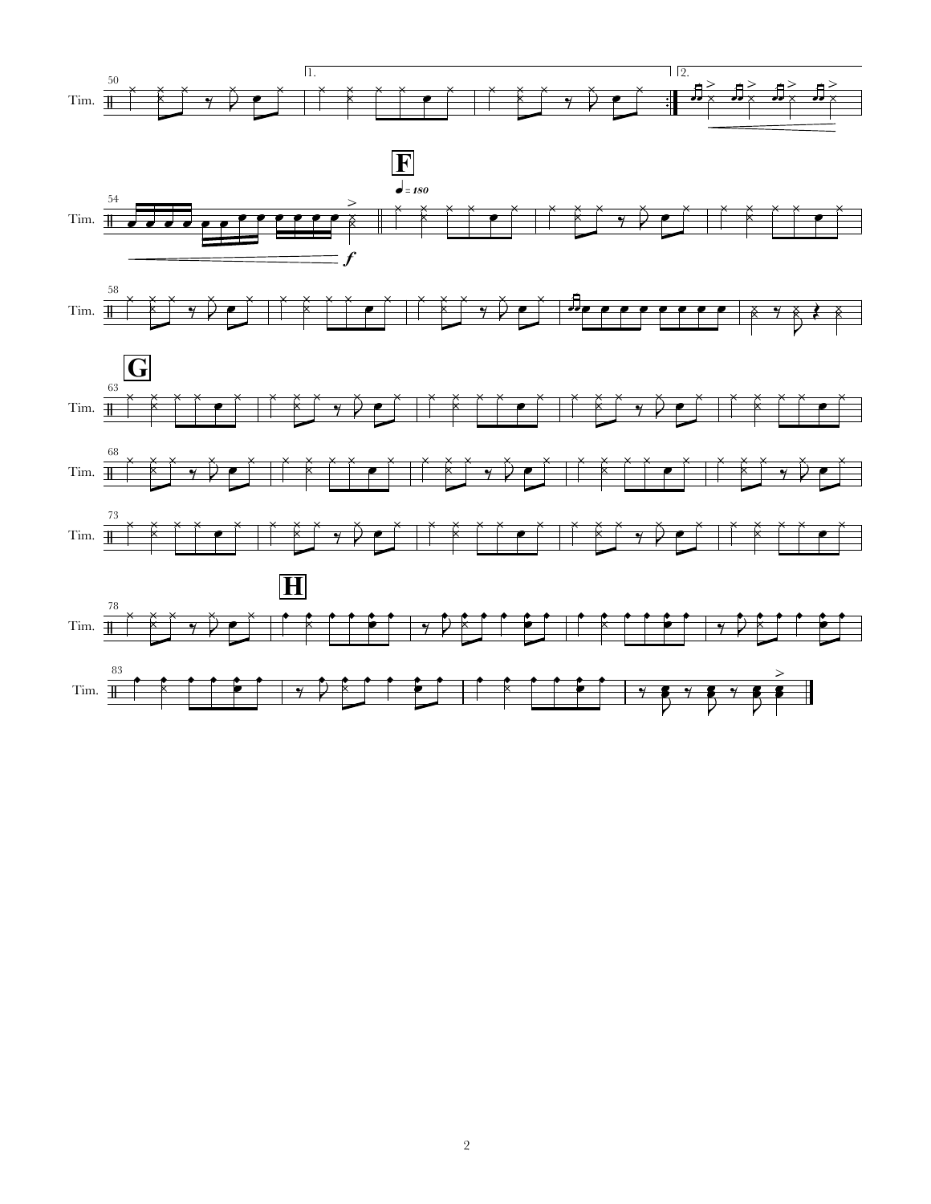Tim.

50

1.

2.

54

F

♩ = 180

*f*

58

63

G

68

73

78

H

83